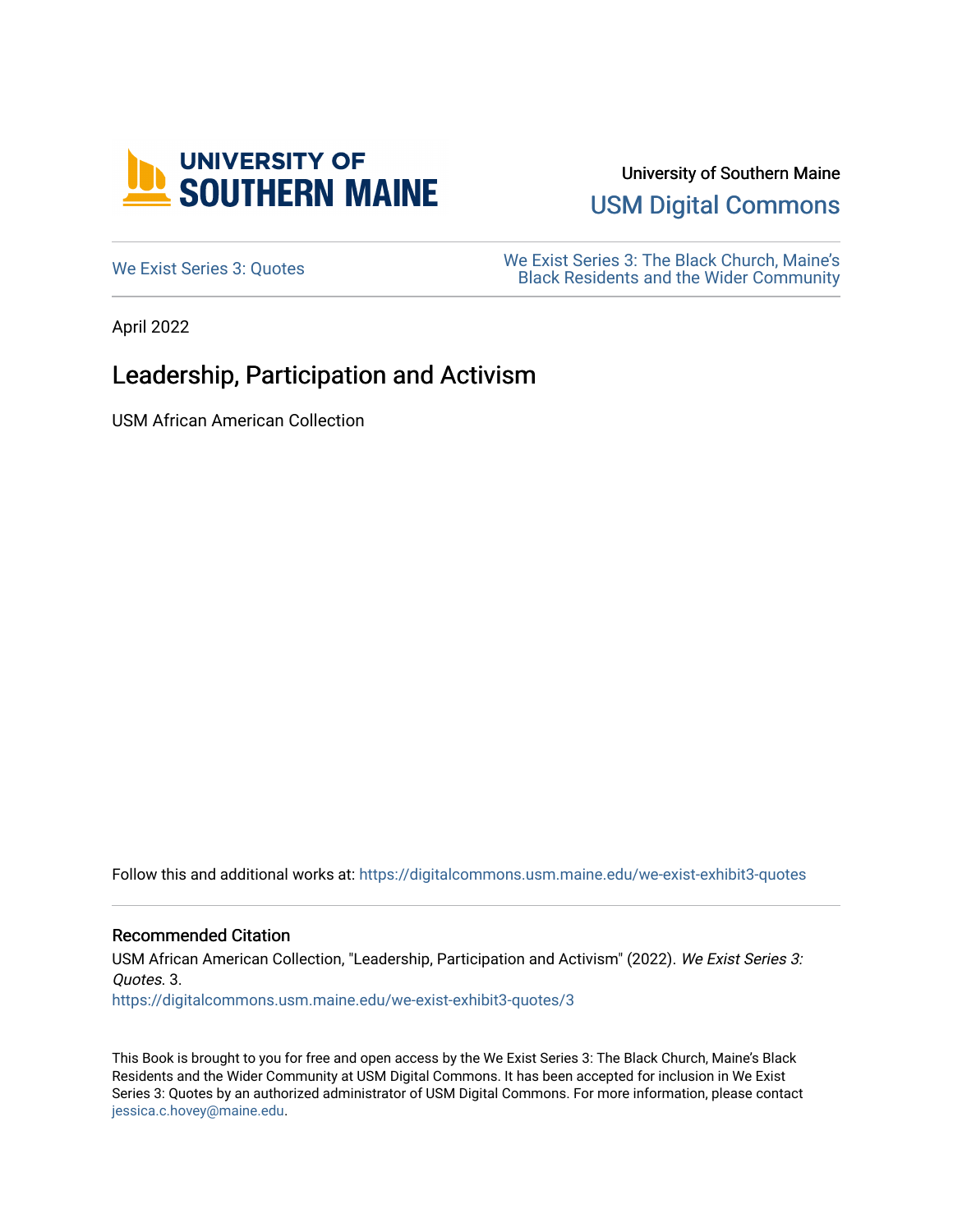University of Southern Maine

USM Digital Commons

We Exist Series 3: Quotes

We Exist Series 3: The Black Church, Maine's Black Residents and the Wider Community

April 2022

# Leadership, Participation and Activism

USM African American Collection

Follow this and additional works at: https://digitalcommons.usm.maine.edu/we-exist-exhibit3-quotes

### Recommended Citation

USM African American Collection, "Leadership, Participation and Activism" (2022). *We Exist Series 3: Quotes*. 3.
https://digitalcommons.usm.maine.edu/we-exist-exhibit3-quotes/3

This Book is brought to you for free and open access by the We Exist Series 3: The Black Church, Maine's Black Residents and the Wider Community at USM Digital Commons. It has been accepted for inclusion in We Exist Series 3: Quotes by an authorized administrator of USM Digital Commons. For more information, please contact jessica.c.hovey@maine.edu.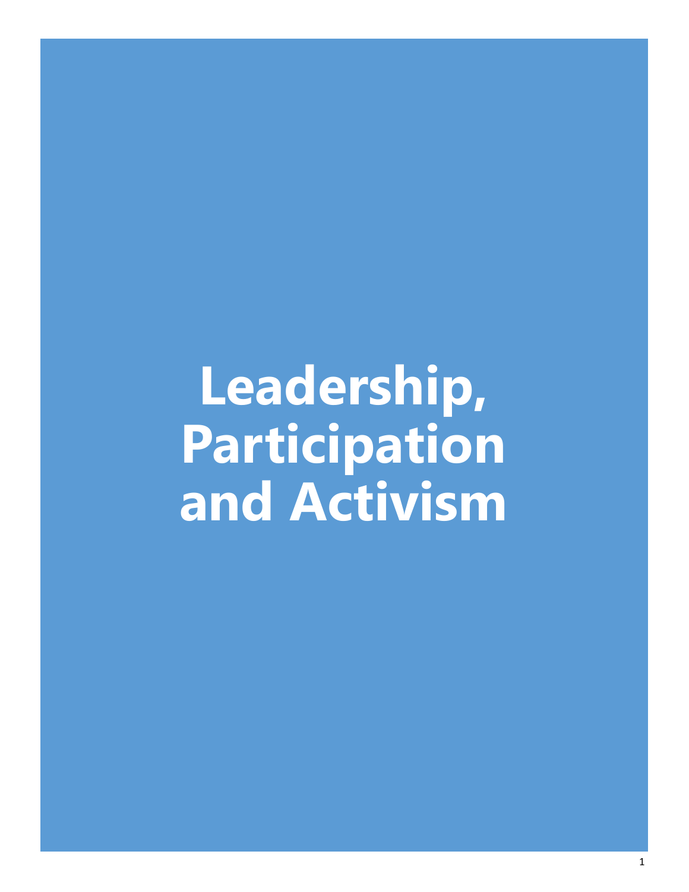# Leadership, Participation and Activism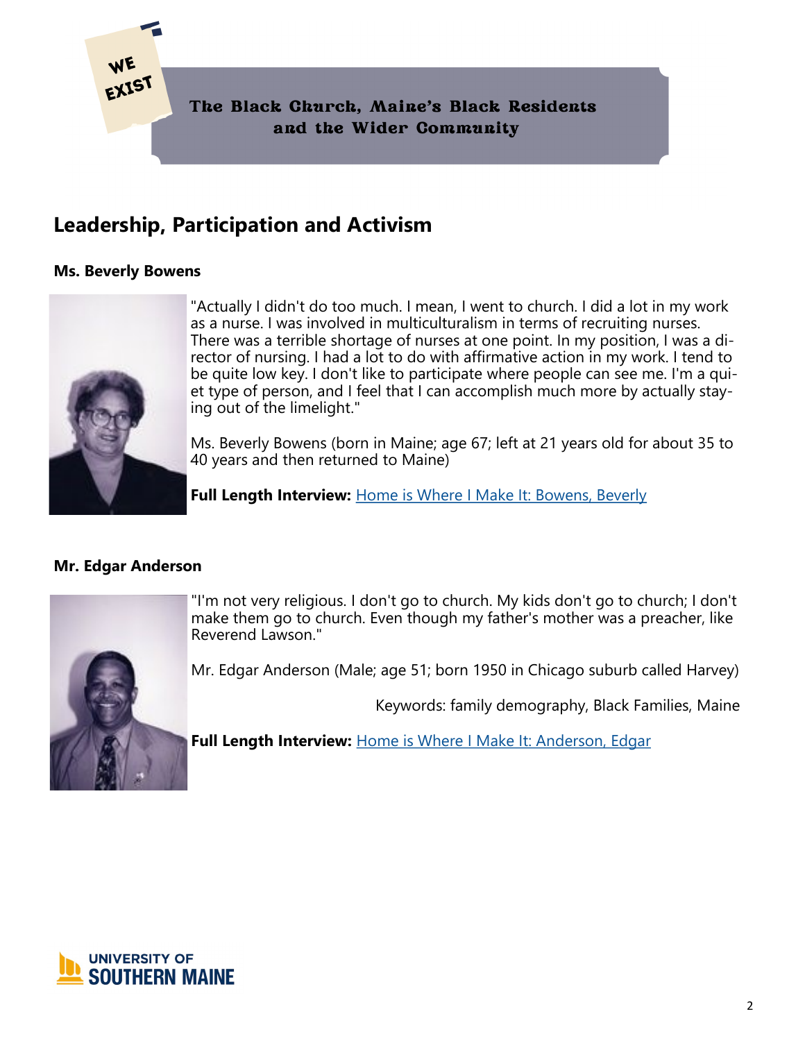WE EXIST

The Black Church, Maine's Black Residents and the Wider Community

## Leadership, Participation and Activism

### Ms. Beverly Bowens

"Actually I didn't do too much. I mean, I went to church. I did a lot in my work as a nurse. I was involved in multiculturalism in terms of recruiting nurses. There was a terrible shortage of nurses at one point. In my position, I was a director of nursing. I had a lot to do with affirmative action in my work. I tend to be quite low key. I don't like to participate where people can see me. I'm a quiet type of person, and I feel that I can accomplish much more by actually staying out of the limelight."

Ms. Beverly Bowens (born in Maine; age 67; left at 21 years old for about 35 to 40 years and then returned to Maine)

**Full Length Interview:** Home is Where I Make It: Bowens, Beverly

### Mr. Edgar Anderson

"I'm not very religious. I don't go to church. My kids don't go to church; I don't make them go to church. Even though my father's mother was a preacher, like Reverend Lawson."

Mr. Edgar Anderson (Male; age 51; born 1950 in Chicago suburb called Harvey)

Keywords: family demography, Black Families, Maine

**Full Length Interview:** Home is Where I Make It: Anderson, Edgar

UNIVERSITY OF SOUTHERN MAINE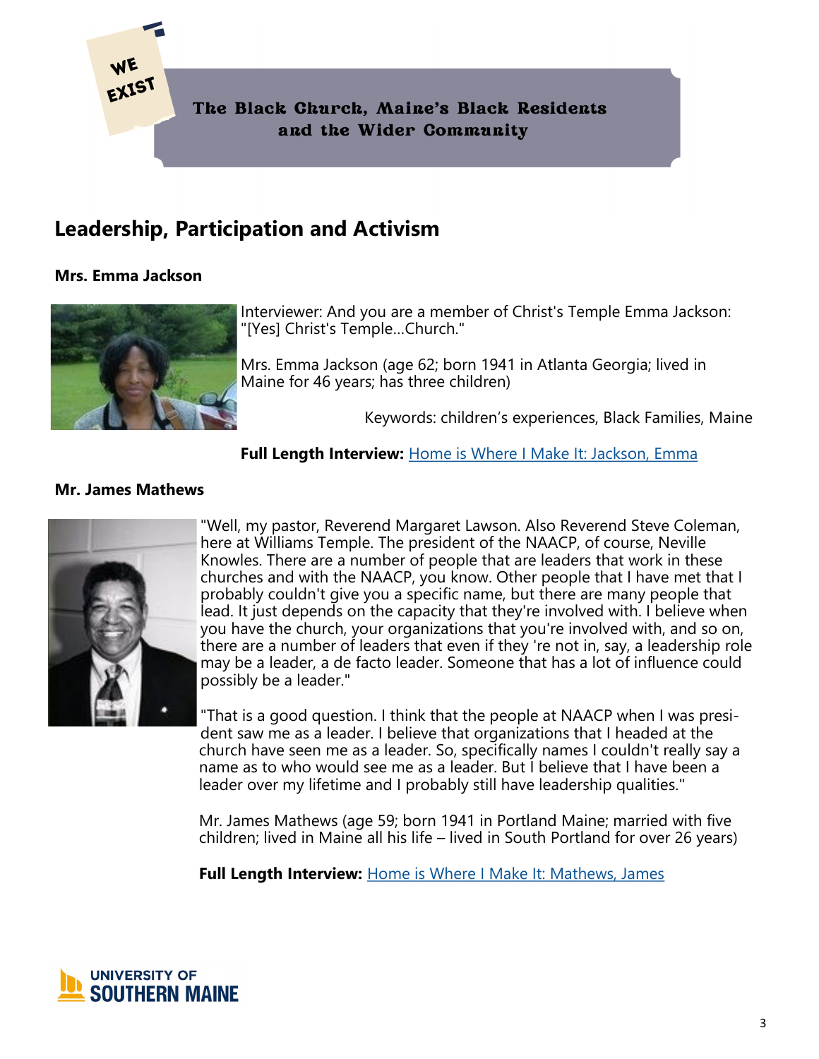WE EXIST

**The Black Church, Maine's Black Residents and the Wider Community**

## Leadership, Participation and Activism

### Mrs. Emma Jackson

Interviewer: And you are a member of Christ's Temple Emma Jackson: "[Yes] Christ's Temple...Church."

Mrs. Emma Jackson (age 62; born 1941 in Atlanta Georgia; lived in Maine for 46 years; has three children)

Keywords: children's experiences, Black Families, Maine

**Full Length Interview:** Home is Where I Make It: Jackson, Emma

### Mr. James Mathews

"Well, my pastor, Reverend Margaret Lawson. Also Reverend Steve Coleman, here at Williams Temple. The president of the NAACP, of course, Neville Knowles. There are a number of people that are leaders that work in these churches and with the NAACP, you know. Other people that I have met that I probably couldn't give you a specific name, but there are many people that lead. It just depends on the capacity that they're involved with. I believe when you have the church, your organizations that you're involved with, and so on, there are a number of leaders that even if they 're not in, say, a leadership role may be a leader, a de facto leader. Someone that has a lot of influence could possibly be a leader."

"That is a good question. I think that the people at NAACP when I was president saw me as a leader. I believe that organizations that I headed at the church have seen me as a leader. So, specifically names I couldn't really say a name as to who would see me as a leader. But I believe that I have been a leader over my lifetime and I probably still have leadership qualities."

Mr. James Mathews (age 59; born 1941 in Portland Maine; married with five children; lived in Maine all his life – lived in South Portland for over 26 years)

**Full Length Interview:** Home is Where I Make It: Mathews, James

UNIVERSITY OF SOUTHERN MAINE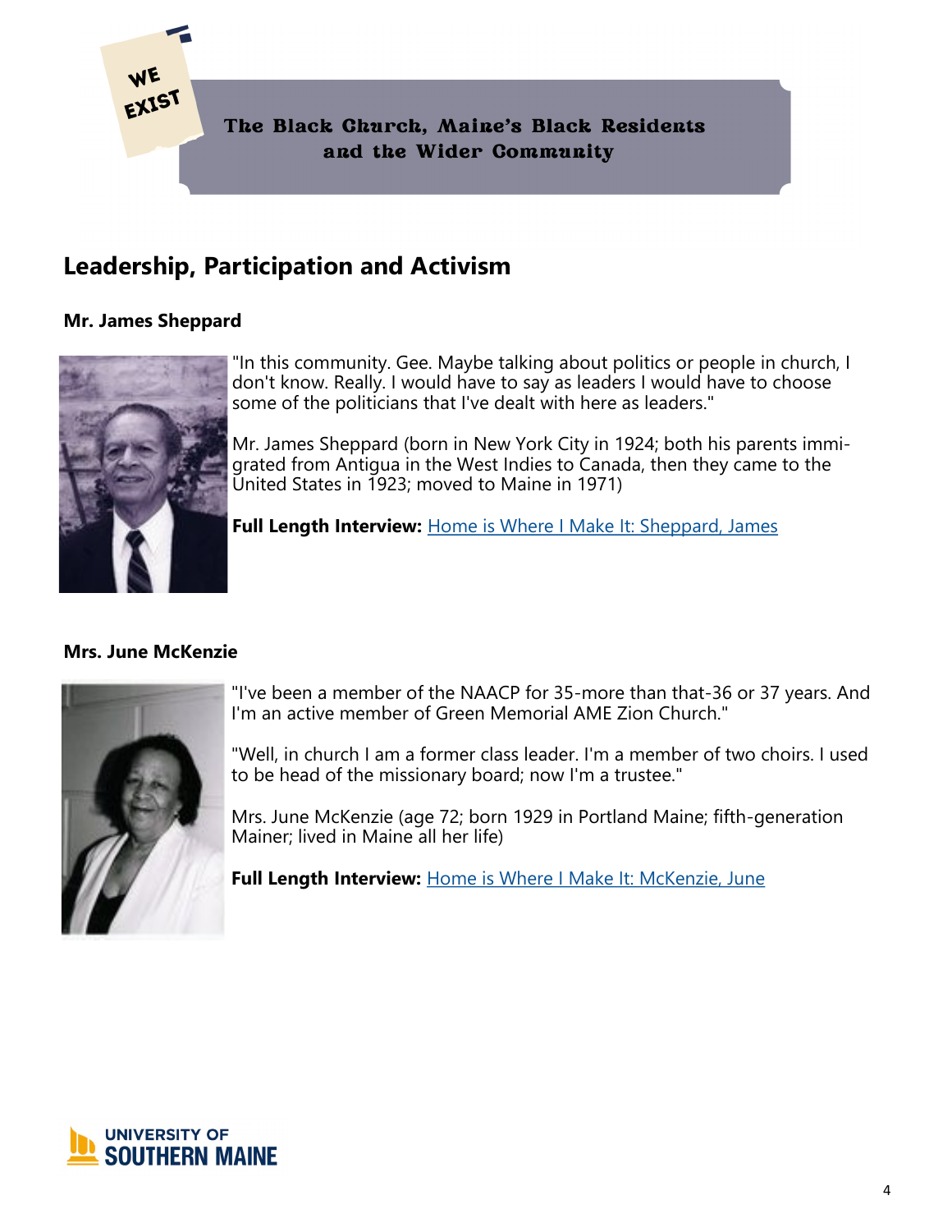WE EXIST

The Black Church, Maine's Black Residents and the Wider Community

## Leadership, Participation and Activism

### Mr. James Sheppard

"In this community. Gee. Maybe talking about politics or people in church, I don't know. Really. I would have to say as leaders I would have to choose some of the politicians that I've dealt with here as leaders."

Mr. James Sheppard (born in New York City in 1924; both his parents immigrated from Antigua in the West Indies to Canada, then they came to the United States in 1923; moved to Maine in 1971)

**Full Length Interview:** Home is Where I Make It: Sheppard, James

### Mrs. June McKenzie

"I've been a member of the NAACP for 35-more than that-36 or 37 years. And I'm an active member of Green Memorial AME Zion Church."

"Well, in church I am a former class leader. I'm a member of two choirs. I used to be head of the missionary board; now I'm a trustee."

Mrs. June McKenzie (age 72; born 1929 in Portland Maine; fifth-generation Mainer; lived in Maine all her life)

**Full Length Interview:** Home is Where I Make It: McKenzie, June

UNIVERSITY OF SOUTHERN MAINE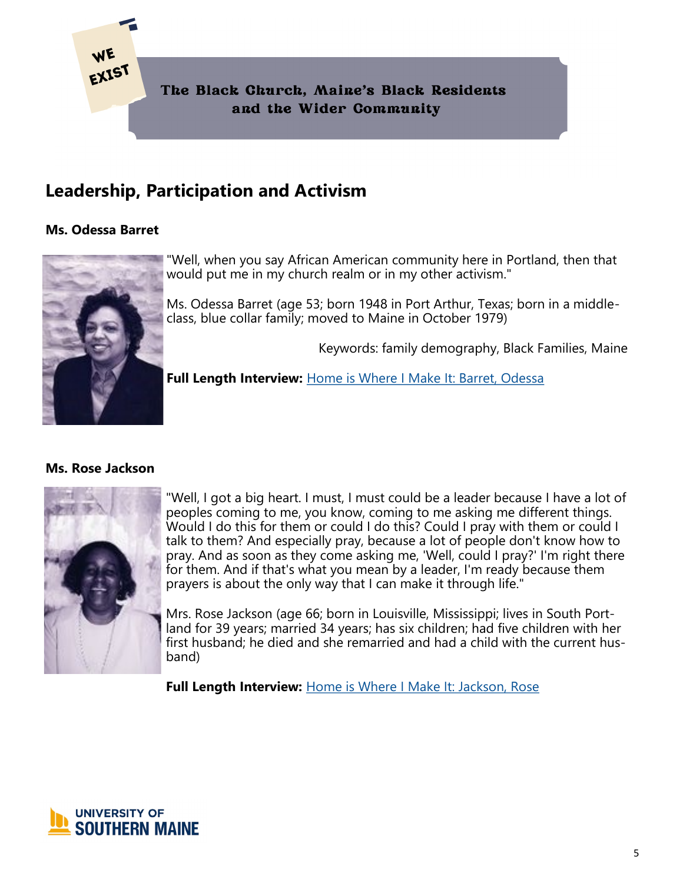WE EXIST

The Black Church, Maine's Black Residents and the Wider Community

## Leadership, Participation and Activism

### Ms. Odessa Barret

"Well, when you say African American community here in Portland, then that would put me in my church realm or in my other activism."

Ms. Odessa Barret (age 53; born 1948 in Port Arthur, Texas; born in a middle-class, blue collar family; moved to Maine in October 1979)

Keywords: family demography, Black Families, Maine

**Full Length Interview:** Home is Where I Make It: Barret, Odessa

### Ms. Rose Jackson

"Well, I got a big heart. I must, I must could be a leader because I have a lot of peoples coming to me, you know, coming to me asking me different things. Would I do this for them or could I do this? Could I pray with them or could I talk to them? And especially pray, because a lot of people don't know how to pray. And as soon as they come asking me, 'Well, could I pray?' I'm right there for them. And if that's what you mean by a leader, I'm ready because them prayers is about the only way that I can make it through life."

Mrs. Rose Jackson (age 66; born in Louisville, Mississippi; lives in South Portland for 39 years; married 34 years; has six children; had five children with her first husband; he died and she remarried and had a child with the current husband)

**Full Length Interview:** Home is Where I Make It: Jackson, Rose

UNIVERSITY OF SOUTHERN MAINE